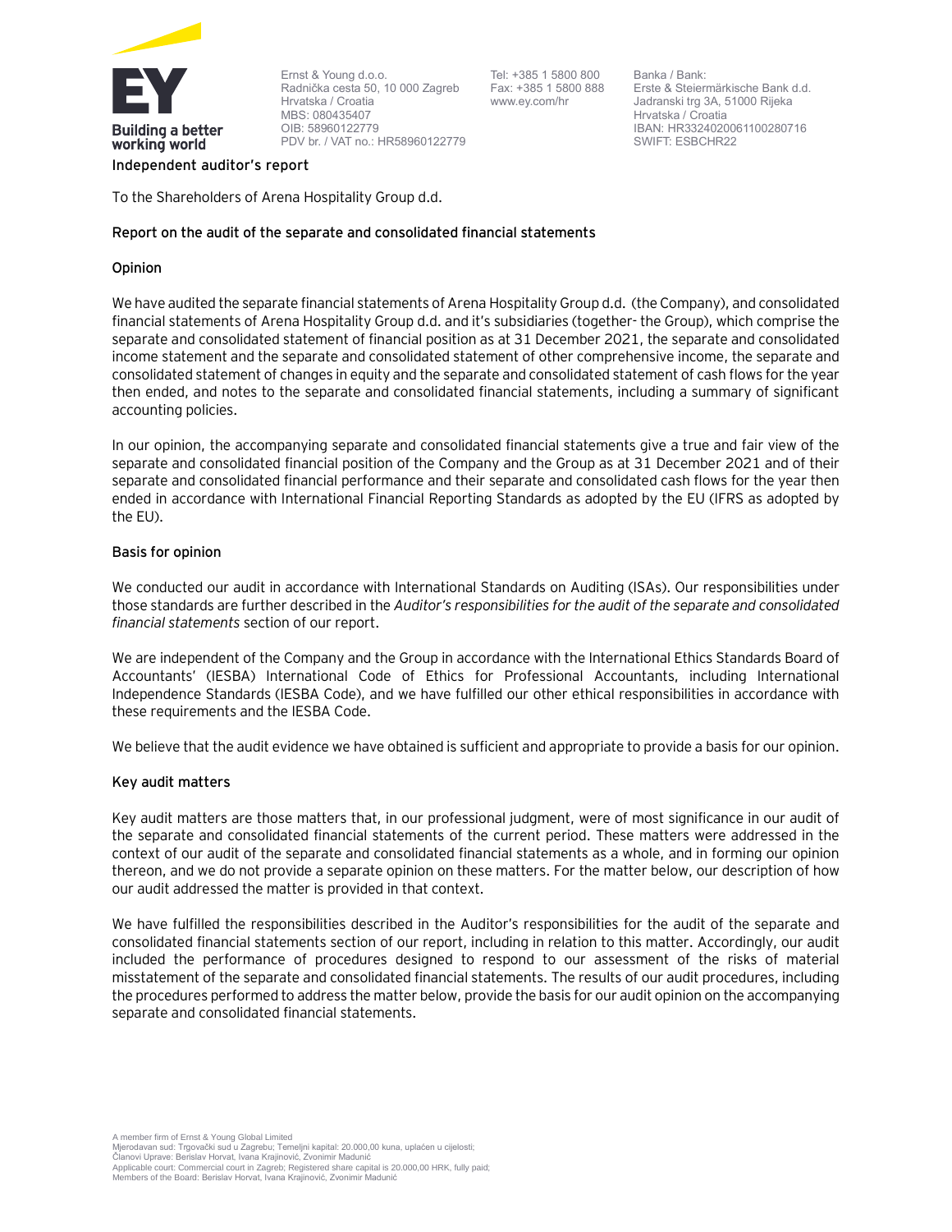Ernst & Young d.o.o.
Radnička cesta 50, 10 000 Zagreb
Hrvatska / Croatia
MBS: 080435407
OIB: 58960122779
PDV br. / VAT no.: HR58960122779

Tel: +385 1 5800 800
Fax: +385 1 5800 888
www.ey.com/hr

Banka / Bank:
Erste & Steiermärkische Bank d.d.
Jadranski trg 3A, 51000 Rijeka
Hrvatska / Croatia
IBAN: HR3324020061100280716
SWIFT: ESBCHR22

# Independent auditor's report

To the Shareholders of Arena Hospitality Group d.d.

## Report on the audit of the separate and consolidated financial statements

### Opinion

We have audited the separate financial statements of Arena Hospitality Group d.d. (the Company), and consolidated financial statements of Arena Hospitality Group d.d. and it's subsidiaries (together- the Group), which comprise the separate and consolidated statement of financial position as at 31 December 2021, the separate and consolidated income statement and the separate and consolidated statement of other comprehensive income, the separate and consolidated statement of changes in equity and the separate and consolidated statement of cash flows for the year then ended, and notes to the separate and consolidated financial statements, including a summary of significant accounting policies.

In our opinion, the accompanying separate and consolidated financial statements give a true and fair view of the separate and consolidated financial position of the Company and the Group as at 31 December 2021 and of their separate and consolidated financial performance and their separate and consolidated cash flows for the year then ended in accordance with International Financial Reporting Standards as adopted by the EU (IFRS as adopted by the EU).

### Basis for opinion

We conducted our audit in accordance with International Standards on Auditing (ISAs). Our responsibilities under those standards are further described in the *Auditor's responsibilities for the audit of the separate and consolidated financial statements* section of our report.

We are independent of the Company and the Group in accordance with the International Ethics Standards Board of Accountants' (IESBA) International Code of Ethics for Professional Accountants, including International Independence Standards (IESBA Code), and we have fulfilled our other ethical responsibilities in accordance with these requirements and the IESBA Code.

We believe that the audit evidence we have obtained is sufficient and appropriate to provide a basis for our opinion.

### Key audit matters

Key audit matters are those matters that, in our professional judgment, were of most significance in our audit of the separate and consolidated financial statements of the current period. These matters were addressed in the context of our audit of the separate and consolidated financial statements as a whole, and in forming our opinion thereon, and we do not provide a separate opinion on these matters. For the matter below, our description of how our audit addressed the matter is provided in that context.

We have fulfilled the responsibilities described in the Auditor's responsibilities for the audit of the separate and consolidated financial statements section of our report, including in relation to this matter. Accordingly, our audit included the performance of procedures designed to respond to our assessment of the risks of material misstatement of the separate and consolidated financial statements. The results of our audit procedures, including the procedures performed to address the matter below, provide the basis for our audit opinion on the accompanying separate and consolidated financial statements.

A member firm of Ernst & Young Global Limited
Mjerodavan sud: Trgovački sud u Zagrebu; Temeljni kapital: 20.000,00 kuna, uplaćen u cijelosti;
Članovi Uprave: Berislav Horvat, Ivana Krajinović, Zvonimir Madunić
Applicable court: Commercial court in Zagreb; Registered share capital is 20.000,00 HRK, fully paid;
Members of the Board: Berislav Horvat, Ivana Krajinović, Zvonimir Madunić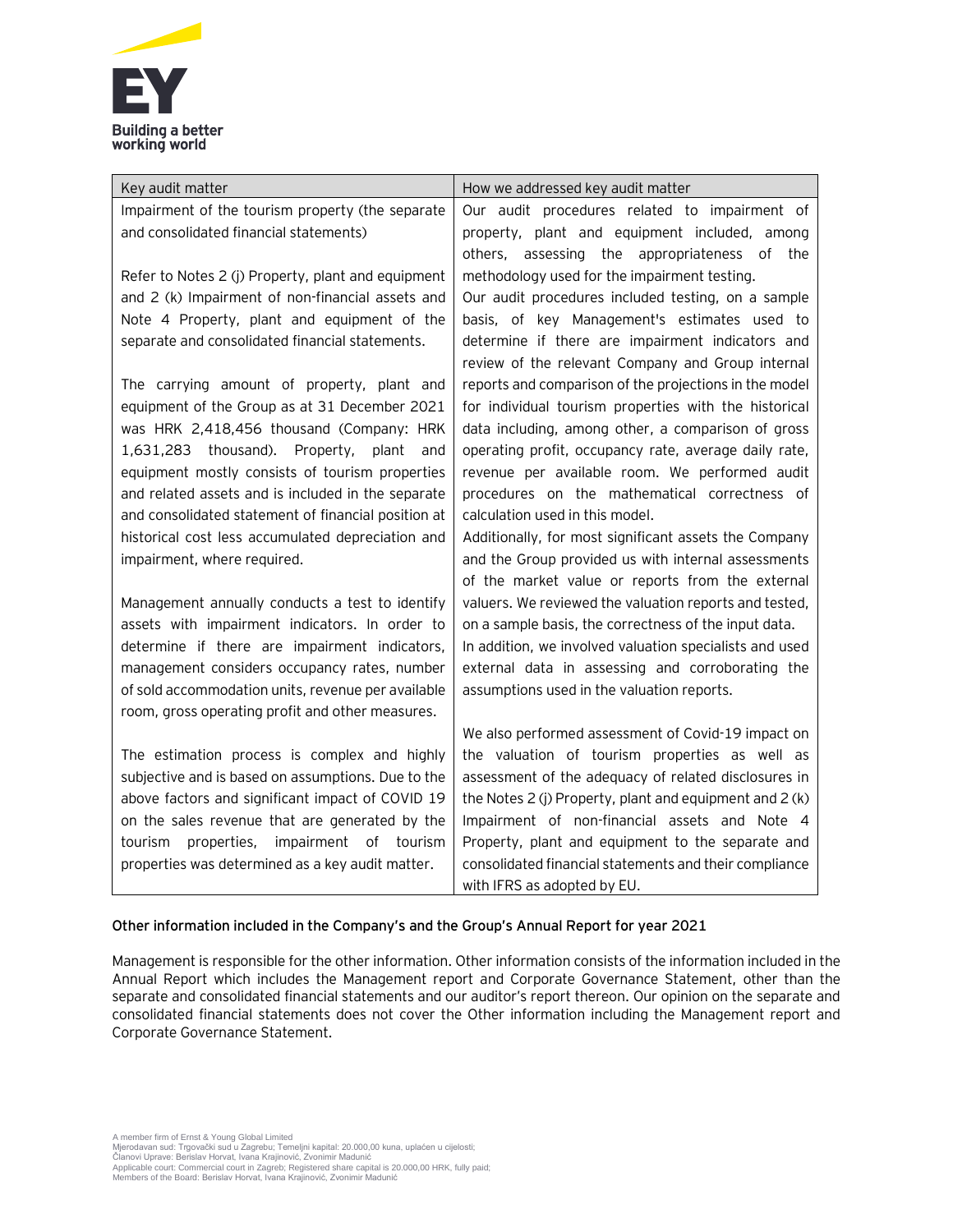| Key audit matter | How we addressed key audit matter |
|---|---|
| Impairment of the tourism property (the separate and consolidated financial statements)<br><br>Refer to Notes 2 (j) Property, plant and equipment and 2 (k) Impairment of non-financial assets and Note 4 Property, plant and equipment of the separate and consolidated financial statements.<br><br>The carrying amount of property, plant and equipment of the Group as at 31 December 2021 was HRK 2,418,456 thousand (Company: HRK 1,631,283 thousand). Property, plant and equipment mostly consists of tourism properties and related assets and is included in the separate and consolidated statement of financial position at historical cost less accumulated depreciation and impairment, where required.<br><br>Management annually conducts a test to identify assets with impairment indicators. In order to determine if there are impairment indicators, management considers occupancy rates, number of sold accommodation units, revenue per available room, gross operating profit and other measures.<br><br>The estimation process is complex and highly subjective and is based on assumptions. Due to the above factors and significant impact of COVID 19 on the sales revenue that are generated by the tourism properties, impairment of tourism properties was determined as a key audit matter. | Our audit procedures related to impairment of property, plant and equipment included, among others, assessing the appropriateness of the methodology used for the impairment testing.<br>Our audit procedures included testing, on a sample basis, of key Management's estimates used to determine if there are impairment indicators and review of the relevant Company and Group internal reports and comparison of the projections in the model for individual tourism properties with the historical data including, among other, a comparison of gross operating profit, occupancy rate, average daily rate, revenue per available room. We performed audit procedures on the mathematical correctness of calculation used in this model.<br>Additionally, for most significant assets the Company and the Group provided us with internal assessments of the market value or reports from the external valuers. We reviewed the valuation reports and tested, on a sample basis, the correctness of the input data.<br>In addition, we involved valuation specialists and used external data in assessing and corroborating the assumptions used in the valuation reports.<br><br>We also performed assessment of Covid-19 impact on the valuation of tourism properties as well as assessment of the adequacy of related disclosures in the Notes 2 (j) Property, plant and equipment and 2 (k) Impairment of non-financial assets and Note 4 Property, plant and equipment to the separate and consolidated financial statements and their compliance with IFRS as adopted by EU. |

**Other information included in the Company's and the Group's Annual Report for year 2021**

Management is responsible for the other information. Other information consists of the information included in the Annual Report which includes the Management report and Corporate Governance Statement, other than the separate and consolidated financial statements and our auditor's report thereon. Our opinion on the separate and consolidated financial statements does not cover the Other information including the Management report and Corporate Governance Statement.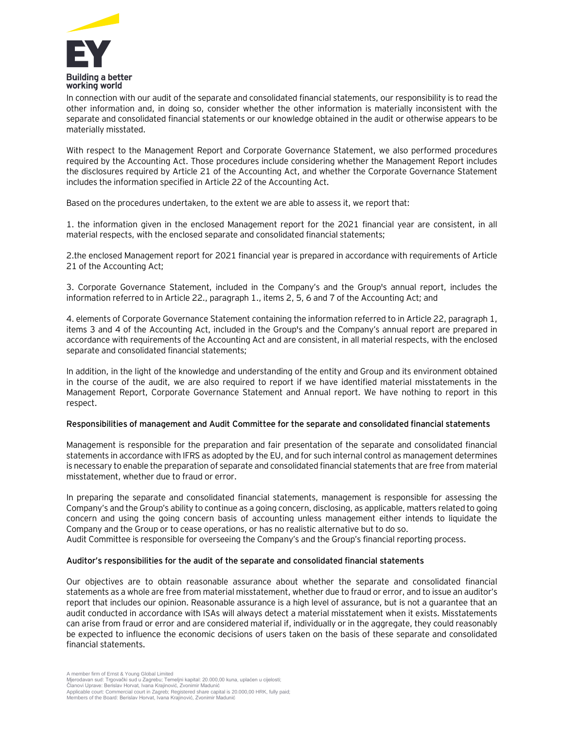In connection with our audit of the separate and consolidated financial statements, our responsibility is to read the other information and, in doing so, consider whether the other information is materially inconsistent with the separate and consolidated financial statements or our knowledge obtained in the audit or otherwise appears to be materially misstated.

With respect to the Management Report and Corporate Governance Statement, we also performed procedures required by the Accounting Act. Those procedures include considering whether the Management Report includes the disclosures required by Article 21 of the Accounting Act, and whether the Corporate Governance Statement includes the information specified in Article 22 of the Accounting Act.

Based on the procedures undertaken, to the extent we are able to assess it, we report that:

1. the information given in the enclosed Management report for the 2021 financial year are consistent, in all material respects, with the enclosed separate and consolidated financial statements;

2.the enclosed Management report for 2021 financial year is prepared in accordance with requirements of Article 21 of the Accounting Act;

3. Corporate Governance Statement, included in the Company's and the Group's annual report, includes the information referred to in Article 22., paragraph 1., items 2, 5, 6 and 7 of the Accounting Act; and

4. elements of Corporate Governance Statement containing the information referred to in Article 22, paragraph 1, items 3 and 4 of the Accounting Act, included in the Group's and the Company's annual report are prepared in accordance with requirements of the Accounting Act and are consistent, in all material respects, with the enclosed separate and consolidated financial statements;

In addition, in the light of the knowledge and understanding of the entity and Group and its environment obtained in the course of the audit, we are also required to report if we have identified material misstatements in the Management Report, Corporate Governance Statement and Annual report. We have nothing to report in this respect.

**Responsibilities of management and Audit Committee for the separate and consolidated financial statements**

Management is responsible for the preparation and fair presentation of the separate and consolidated financial statements in accordance with IFRS as adopted by the EU, and for such internal control as management determines is necessary to enable the preparation of separate and consolidated financial statements that are free from material misstatement, whether due to fraud or error.

In preparing the separate and consolidated financial statements, management is responsible for assessing the Company's and the Group's ability to continue as a going concern, disclosing, as applicable, matters related to going concern and using the going concern basis of accounting unless management either intends to liquidate the Company and the Group or to cease operations, or has no realistic alternative but to do so.
Audit Committee is responsible for overseeing the Company's and the Group's financial reporting process.

**Auditor's responsibilities for the audit of the separate and consolidated financial statements**

Our objectives are to obtain reasonable assurance about whether the separate and consolidated financial statements as a whole are free from material misstatement, whether due to fraud or error, and to issue an auditor's report that includes our opinion. Reasonable assurance is a high level of assurance, but is not a guarantee that an audit conducted in accordance with ISAs will always detect a material misstatement when it exists. Misstatements can arise from fraud or error and are considered material if, individually or in the aggregate, they could reasonably be expected to influence the economic decisions of users taken on the basis of these separate and consolidated financial statements.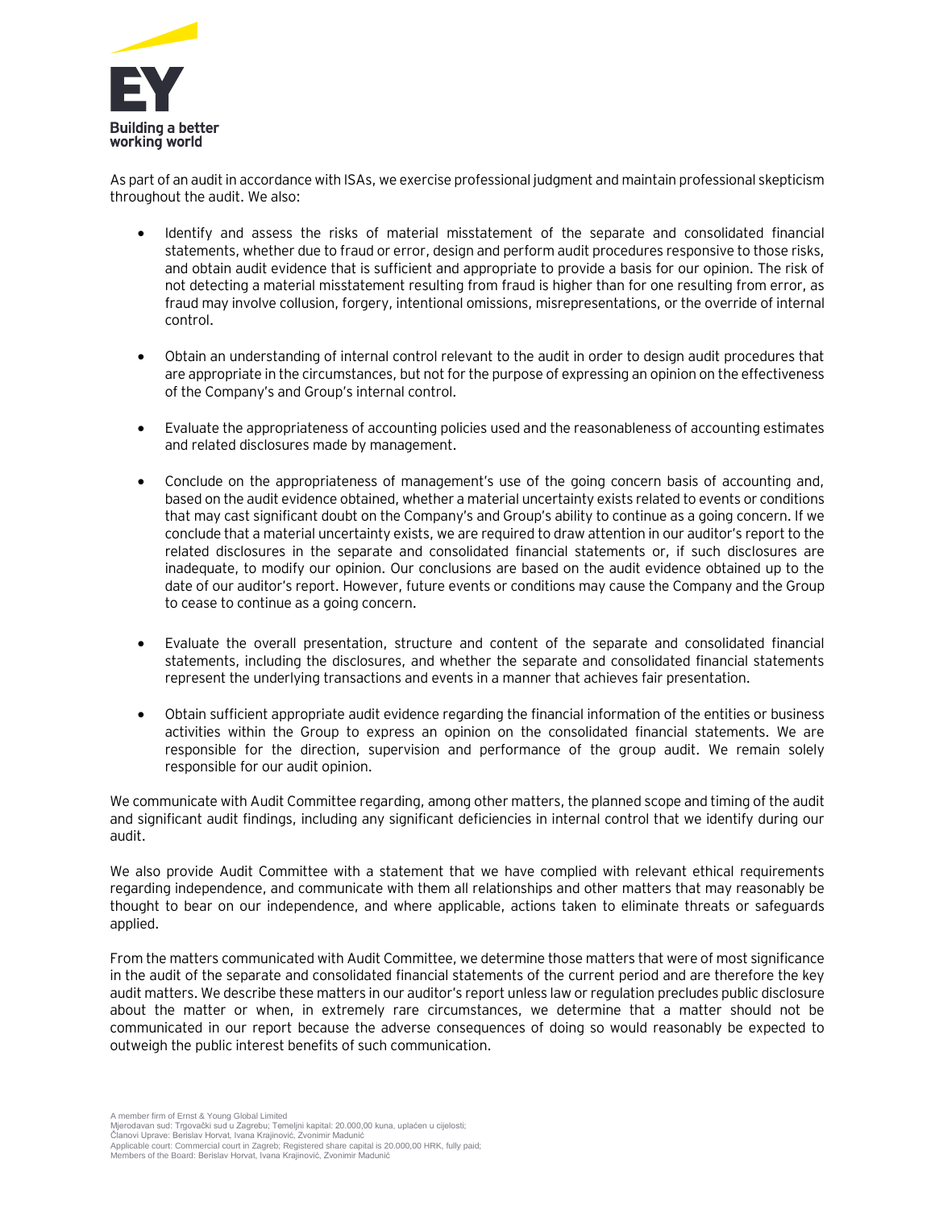As part of an audit in accordance with ISAs, we exercise professional judgment and maintain professional skepticism throughout the audit. We also:

- Identify and assess the risks of material misstatement of the separate and consolidated financial statements, whether due to fraud or error, design and perform audit procedures responsive to those risks, and obtain audit evidence that is sufficient and appropriate to provide a basis for our opinion. The risk of not detecting a material misstatement resulting from fraud is higher than for one resulting from error, as fraud may involve collusion, forgery, intentional omissions, misrepresentations, or the override of internal control.

- Obtain an understanding of internal control relevant to the audit in order to design audit procedures that are appropriate in the circumstances, but not for the purpose of expressing an opinion on the effectiveness of the Company's and Group's internal control.

- Evaluate the appropriateness of accounting policies used and the reasonableness of accounting estimates and related disclosures made by management.

- Conclude on the appropriateness of management's use of the going concern basis of accounting and, based on the audit evidence obtained, whether a material uncertainty exists related to events or conditions that may cast significant doubt on the Company's and Group's ability to continue as a going concern. If we conclude that a material uncertainty exists, we are required to draw attention in our auditor's report to the related disclosures in the separate and consolidated financial statements or, if such disclosures are inadequate, to modify our opinion. Our conclusions are based on the audit evidence obtained up to the date of our auditor's report. However, future events or conditions may cause the Company and the Group to cease to continue as a going concern.

- Evaluate the overall presentation, structure and content of the separate and consolidated financial statements, including the disclosures, and whether the separate and consolidated financial statements represent the underlying transactions and events in a manner that achieves fair presentation.

- Obtain sufficient appropriate audit evidence regarding the financial information of the entities or business activities within the Group to express an opinion on the consolidated financial statements. We are responsible for the direction, supervision and performance of the group audit. We remain solely responsible for our audit opinion.

We communicate with Audit Committee regarding, among other matters, the planned scope and timing of the audit and significant audit findings, including any significant deficiencies in internal control that we identify during our audit.

We also provide Audit Committee with a statement that we have complied with relevant ethical requirements regarding independence, and communicate with them all relationships and other matters that may reasonably be thought to bear on our independence, and where applicable, actions taken to eliminate threats or safeguards applied.

From the matters communicated with Audit Committee, we determine those matters that were of most significance in the audit of the separate and consolidated financial statements of the current period and are therefore the key audit matters. We describe these matters in our auditor's report unless law or regulation precludes public disclosure about the matter or when, in extremely rare circumstances, we determine that a matter should not be communicated in our report because the adverse consequences of doing so would reasonably be expected to outweigh the public interest benefits of such communication.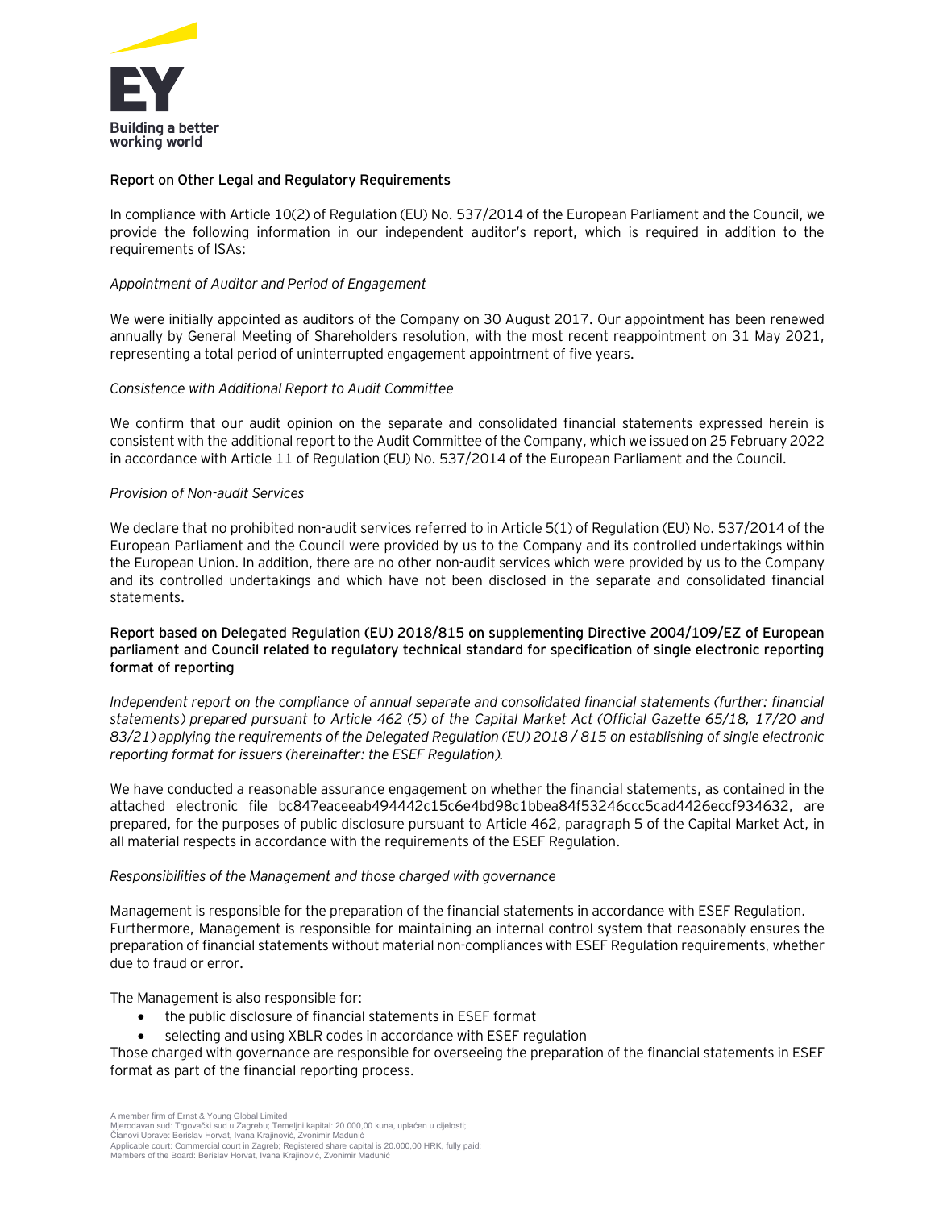## Report on Other Legal and Regulatory Requirements

In compliance with Article 10(2) of Regulation (EU) No. 537/2014 of the European Parliament and the Council, we provide the following information in our independent auditor's report, which is required in addition to the requirements of ISAs:

*Appointment of Auditor and Period of Engagement*

We were initially appointed as auditors of the Company on 30 August 2017. Our appointment has been renewed annually by General Meeting of Shareholders resolution, with the most recent reappointment on 31 May 2021, representing a total period of uninterrupted engagement appointment of five years.

*Consistence with Additional Report to Audit Committee*

We confirm that our audit opinion on the separate and consolidated financial statements expressed herein is consistent with the additional report to the Audit Committee of the Company, which we issued on 25 February 2022 in accordance with Article 11 of Regulation (EU) No. 537/2014 of the European Parliament and the Council.

*Provision of Non-audit Services*

We declare that no prohibited non-audit services referred to in Article 5(1) of Regulation (EU) No. 537/2014 of the European Parliament and the Council were provided by us to the Company and its controlled undertakings within the European Union. In addition, there are no other non-audit services which were provided by us to the Company and its controlled undertakings and which have not been disclosed in the separate and consolidated financial statements.

## Report based on Delegated Regulation (EU) 2018/815 on supplementing Directive 2004/109/EZ of European parliament and Council related to regulatory technical standard for specification of single electronic reporting format of reporting

*Independent report on the compliance of annual separate and consolidated financial statements (further: financial statements) prepared pursuant to Article 462 (5) of the Capital Market Act (Official Gazette 65/18, 17/20 and 83/21) applying the requirements of the Delegated Regulation (EU) 2018 / 815 on establishing of single electronic reporting format for issuers (hereinafter: the ESEF Regulation).*

We have conducted a reasonable assurance engagement on whether the financial statements, as contained in the attached electronic file bc847eaceeab494442c15c6e4bd98c1bbea84f53246ccc5cad4426eccf934632, are prepared, for the purposes of public disclosure pursuant to Article 462, paragraph 5 of the Capital Market Act, in all material respects in accordance with the requirements of the ESEF Regulation.

*Responsibilities of the Management and those charged with governance*

Management is responsible for the preparation of the financial statements in accordance with ESEF Regulation. Furthermore, Management is responsible for maintaining an internal control system that reasonably ensures the preparation of financial statements without material non-compliances with ESEF Regulation requirements, whether due to fraud or error.

The Management is also responsible for:

- the public disclosure of financial statements in ESEF format
- selecting and using XBLR codes in accordance with ESEF regulation

Those charged with governance are responsible for overseeing the preparation of the financial statements in ESEF format as part of the financial reporting process.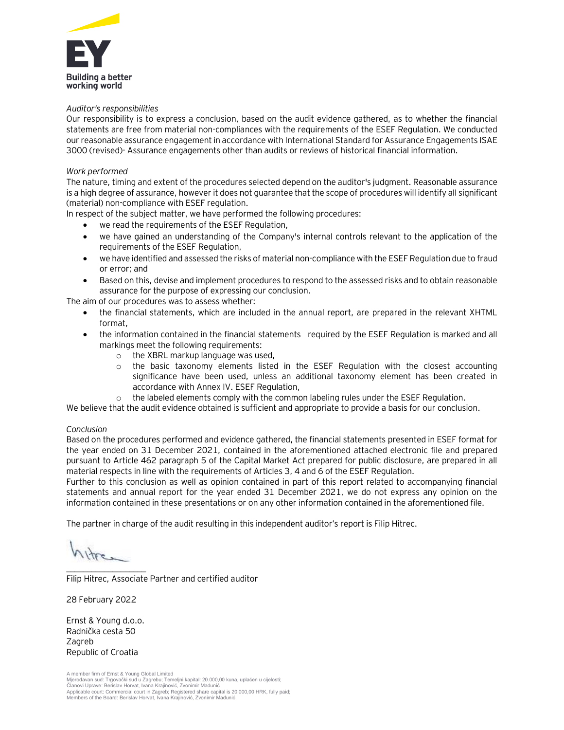*Auditor's responsibilities*

Our responsibility is to express a conclusion, based on the audit evidence gathered, as to whether the financial statements are free from material non-compliances with the requirements of the ESEF Regulation. We conducted our reasonable assurance engagement in accordance with International Standard for Assurance Engagements ISAE 3000 (revised)- Assurance engagements other than audits or reviews of historical financial information.

*Work performed*

The nature, timing and extent of the procedures selected depend on the auditor's judgment. Reasonable assurance is a high degree of assurance, however it does not guarantee that the scope of procedures will identify all significant (material) non-compliance with ESEF regulation.

In respect of the subject matter, we have performed the following procedures:

- we read the requirements of the ESEF Regulation,
- we have gained an understanding of the Company's internal controls relevant to the application of the requirements of the ESEF Regulation,
- we have identified and assessed the risks of material non-compliance with the ESEF Regulation due to fraud or error; and
- Based on this, devise and implement procedures to respond to the assessed risks and to obtain reasonable assurance for the purpose of expressing our conclusion.

The aim of our procedures was to assess whether:

- the financial statements, which are included in the annual report, are prepared in the relevant XHTML format,
- the information contained in the financial statements required by the ESEF Regulation is marked and all markings meet the following requirements:
  - the XBRL markup language was used,
  - the basic taxonomy elements listed in the ESEF Regulation with the closest accounting significance have been used, unless an additional taxonomy element has been created in accordance with Annex IV. ESEF Regulation,
  - the labeled elements comply with the common labeling rules under the ESEF Regulation.

We believe that the audit evidence obtained is sufficient and appropriate to provide a basis for our conclusion.

*Conclusion*

Based on the procedures performed and evidence gathered, the financial statements presented in ESEF format for the year ended on 31 December 2021, contained in the aforementioned attached electronic file and prepared pursuant to Article 462 paragraph 5 of the Capital Market Act prepared for public disclosure, are prepared in all material respects in line with the requirements of Articles 3, 4 and 6 of the ESEF Regulation.

Further to this conclusion as well as opinion contained in part of this report related to accompanying financial statements and annual report for the year ended 31 December 2021, we do not express any opinion on the information contained in these presentations or on any other information contained in the aforementioned file.

The partner in charge of the audit resulting in this independent auditor's report is Filip Hitrec.

\_\_\_\_\_\_\_\_\_\_\_\_\_\_\_\_\_\_

Filip Hitrec, Associate Partner and certified auditor

28 February 2022

Ernst & Young d.o.o.
Radnička cesta 50
Zagreb
Republic of Croatia

A member firm of Ernst & Young Global Limited
Mjerodavan sud: Trgovački sud u Zagrebu; Temeljni kapital: 20.000,00 kuna, uplaćen u cijelosti;
Članovi Uprave: Berislav Horvat, Ivana Krajinović, Zvonimir Madunić
Applicable court: Commercial court in Zagreb; Registered share capital is 20.000,00 HRK, fully paid;
Members of the Board: Berislav Horvat, Ivana Krajinović, Zvonimir Madunić